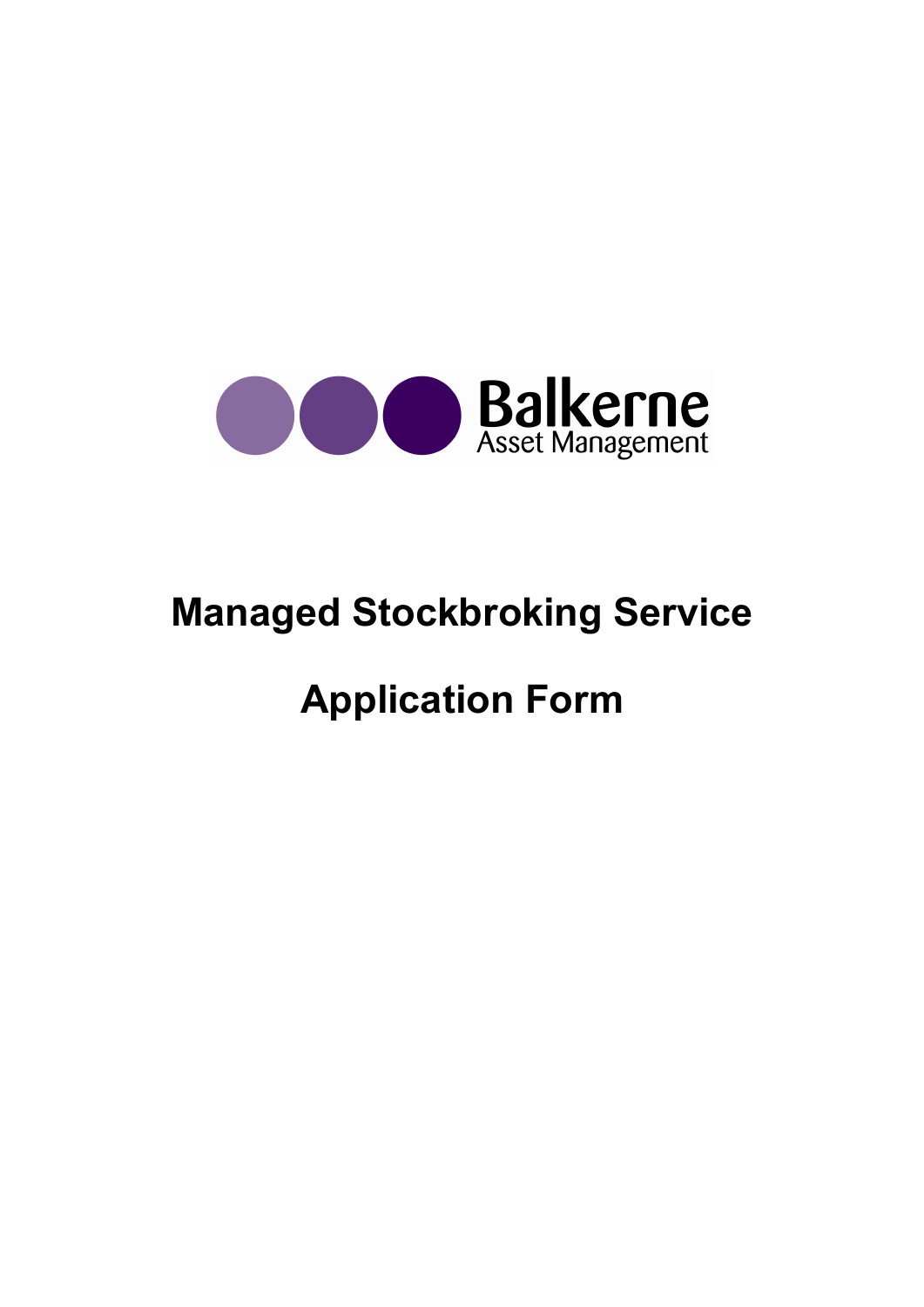Balkerne
Asset Management

# Managed Stockbroking Service

# Application Form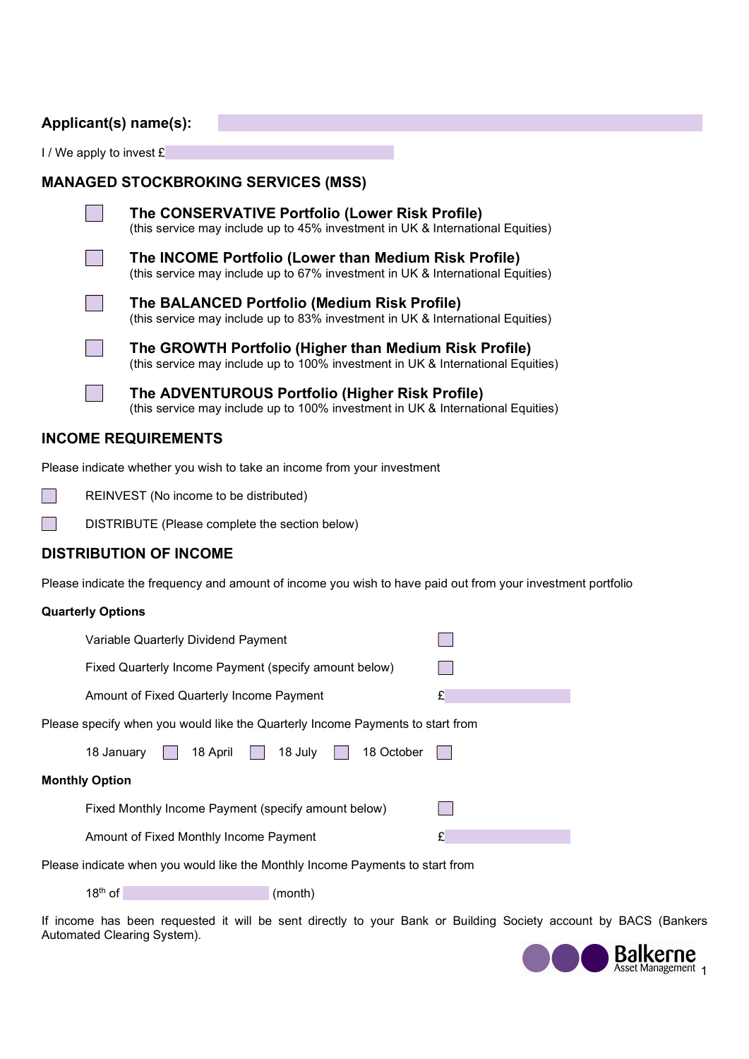**Applicant(s) name(s):** 

I / We apply to invest £

## MANAGED STOCKBROKING SERVICES (MSS)

- ☐ **The CONSERVATIVE Portfolio (Lower Risk Profile)**
  (this service may include up to 45% investment in UK & International Equities)
- ☐ **The INCOME Portfolio (Lower than Medium Risk Profile)**
  (this service may include up to 67% investment in UK & International Equities)
- ☐ **The BALANCED Portfolio (Medium Risk Profile)**
  (this service may include up to 83% investment in UK & International Equities)
- ☐ **The GROWTH Portfolio (Higher than Medium Risk Profile)**
  (this service may include up to 100% investment in UK & International Equities)
- ☐ **The ADVENTUROUS Portfolio (Higher Risk Profile)**
  (this service may include up to 100% investment in UK & International Equities)

## INCOME REQUIREMENTS

Please indicate whether you wish to take an income from your investment

- ☐ REINVEST (No income to be distributed)
- ☐ DISTRIBUTE (Please complete the section below)

## DISTRIBUTION OF INCOME

Please indicate the frequency and amount of income you wish to have paid out from your investment portfolio

**Quarterly Options**

Variable Quarterly Dividend Payment ☐

Fixed Quarterly Income Payment (specify amount below) ☐

Amount of Fixed Quarterly Income Payment £

Please specify when you would like the Quarterly Income Payments to start from

18 January ☐ 18 April ☐ 18 July ☐ 18 October ☐

**Monthly Option**

Fixed Monthly Income Payment (specify amount below) ☐

Amount of Fixed Monthly Income Payment £

Please indicate when you would like the Monthly Income Payments to start from

18th of ____________ (month)

If income has been requested it will be sent directly to your Bank or Building Society account by BACS (Bankers Automated Clearing System).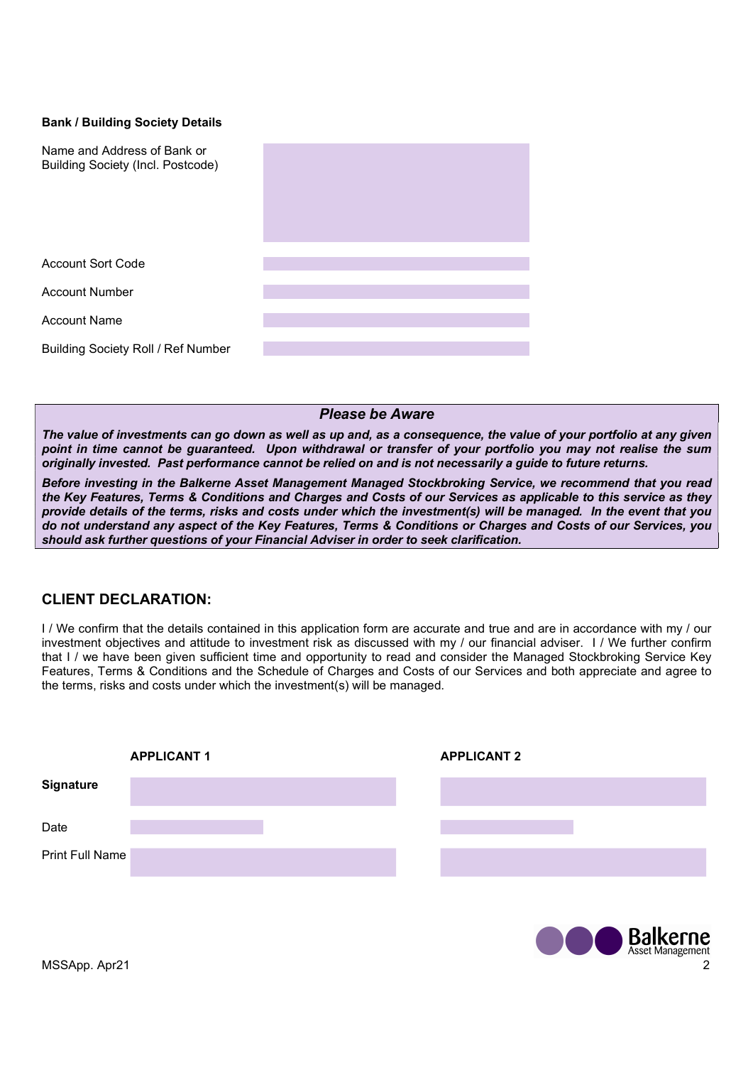**Bank / Building Society Details**

| | |
|---|---|
| Name and Address of Bank or Building Society (Incl. Postcode) | |
| Account Sort Code | |
| Account Number | |
| Account Name | |
| Building Society Roll / Ref Number | |

***Please be Aware***

***The value of investments can go down as well as up and, as a consequence, the value of your portfolio at any given point in time cannot be guaranteed. Upon withdrawal or transfer of your portfolio you may not realise the sum originally invested. Past performance cannot be relied on and is not necessarily a guide to future returns.***

***Before investing in the Balkerne Asset Management Managed Stockbroking Service, we recommend that you read the Key Features, Terms & Conditions and Charges and Costs of our Services as applicable to this service as they provide details of the terms, risks and costs under which the investment(s) will be managed. In the event that you do not understand any aspect of the Key Features, Terms & Conditions or Charges and Costs of our Services, you should ask further questions of your Financial Adviser in order to seek clarification.***

## CLIENT DECLARATION:

I / We confirm that the details contained in this application form are accurate and true and are in accordance with my / our investment objectives and attitude to investment risk as discussed with my / our financial adviser. I / We further confirm that I / we have been given sufficient time and opportunity to read and consider the Managed Stockbroking Service Key Features, Terms & Conditions and the Schedule of Charges and Costs of our Services and both appreciate and agree to the terms, risks and costs under which the investment(s) will be managed.

| | **APPLICANT 1** | **APPLICANT 2** |
|---|---|---|
| **Signature** | | |
| Date | | |
| Print Full Name | | |

MSSApp. Apr21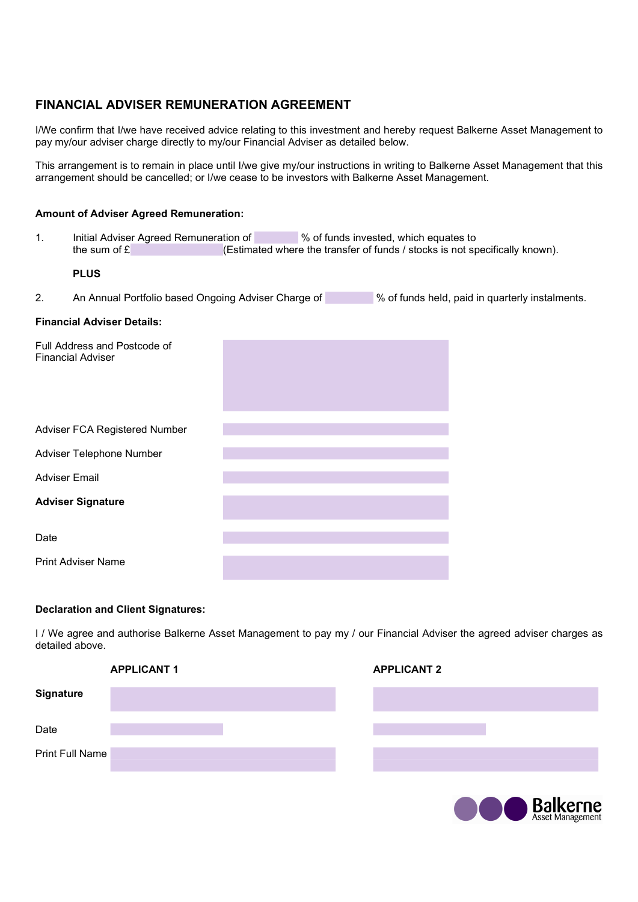# FINANCIAL ADVISER REMUNERATION AGREEMENT

I/We confirm that I/we have received advice relating to this investment and hereby request Balkerne Asset Management to pay my/our adviser charge directly to my/our Financial Adviser as detailed below.

This arrangement is to remain in place until I/we give my/our instructions in writing to Balkerne Asset Management that this arrangement should be cancelled; or I/we cease to be investors with Balkerne Asset Management.

**Amount of Adviser Agreed Remuneration:**

1. Initial Adviser Agreed Remuneration of ______ % of funds invested, which equates to the sum of £______ (Estimated where the transfer of funds / stocks is not specifically known).

   **PLUS**

2. An Annual Portfolio based Ongoing Adviser Charge of ______ % of funds held, paid in quarterly instalments.

**Financial Adviser Details:**

| | |
|---|---|
| Full Address and Postcode of Financial Adviser | |
| Adviser FCA Registered Number | |
| Adviser Telephone Number | |
| Adviser Email | |
| **Adviser Signature** | |
| Date | |
| Print Adviser Name | |

**Declaration and Client Signatures:**

I / We agree and authorise Balkerne Asset Management to pay my / our Financial Adviser the agreed adviser charges as detailed above.

| | APPLICANT 1 | APPLICANT 2 |
|---|---|---|
| **Signature** | | |
| Date | | |
| Print Full Name | | |

Balkerne Asset Management